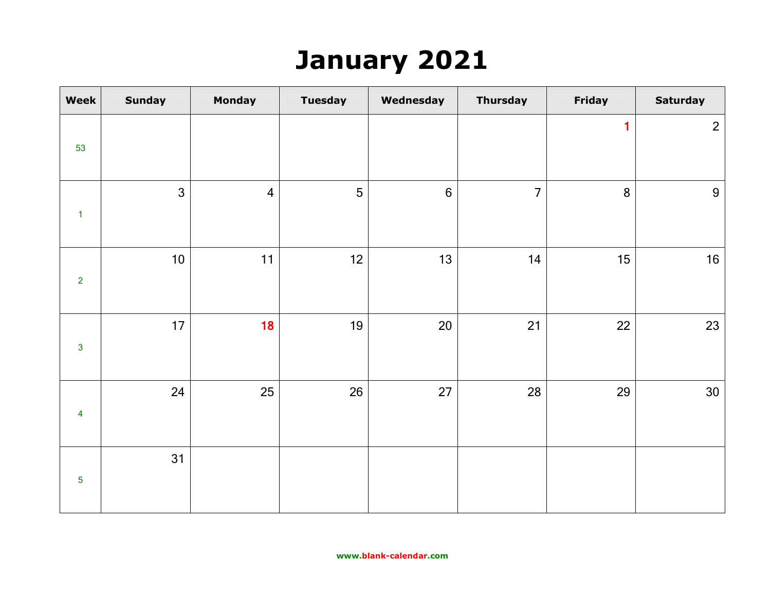# January 2021

| Week | Sunday | Monday | Tuesday | Wednesday | Thursday | Friday | Saturday |
|---|---|---|---|---|---|---|---|
| 53 | | | | | | **1** | 2 |
| 1 | 3 | 4 | 5 | 6 | 7 | 8 | 9 |
| 2 | 10 | 11 | 12 | 13 | 14 | 15 | 16 |
| 3 | 17 | **18** | 19 | 20 | 21 | 22 | 23 |
| 4 | 24 | 25 | 26 | 27 | 28 | 29 | 30 |
| 5 | 31 | | | | | | |

www.blank-calendar.com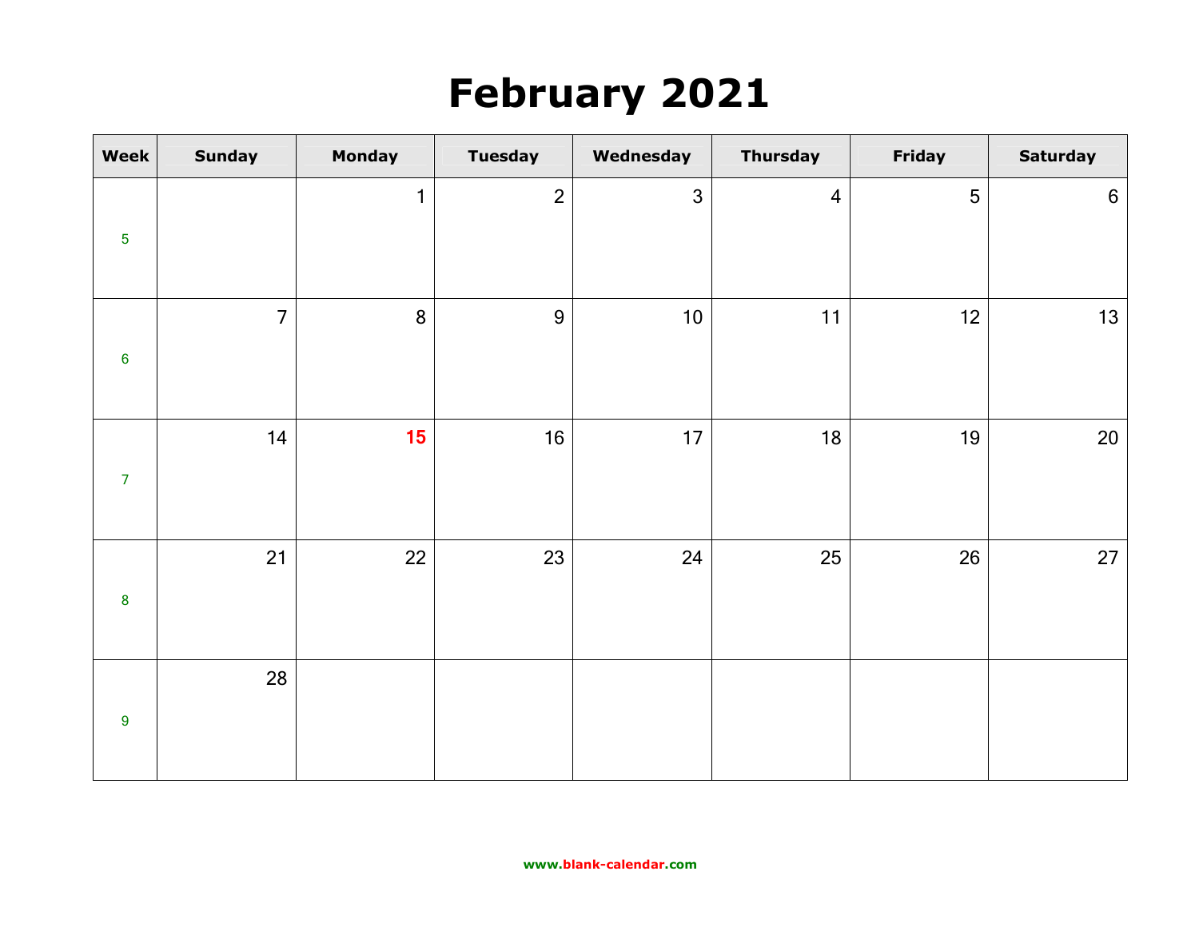# February 2021

| Week | Sunday | Monday | Tuesday | Wednesday | Thursday | Friday | Saturday |
|---|---|---|---|---|---|---|---|
| 5 | | 1 | 2 | 3 | 4 | 5 | 6 |
| 6 | 7 | 8 | 9 | 10 | 11 | 12 | 13 |
| 7 | 14 | 15 | 16 | 17 | 18 | 19 | 20 |
| 8 | 21 | 22 | 23 | 24 | 25 | 26 | 27 |
| 9 | 28 | | | | | | |

www.blank-calendar.com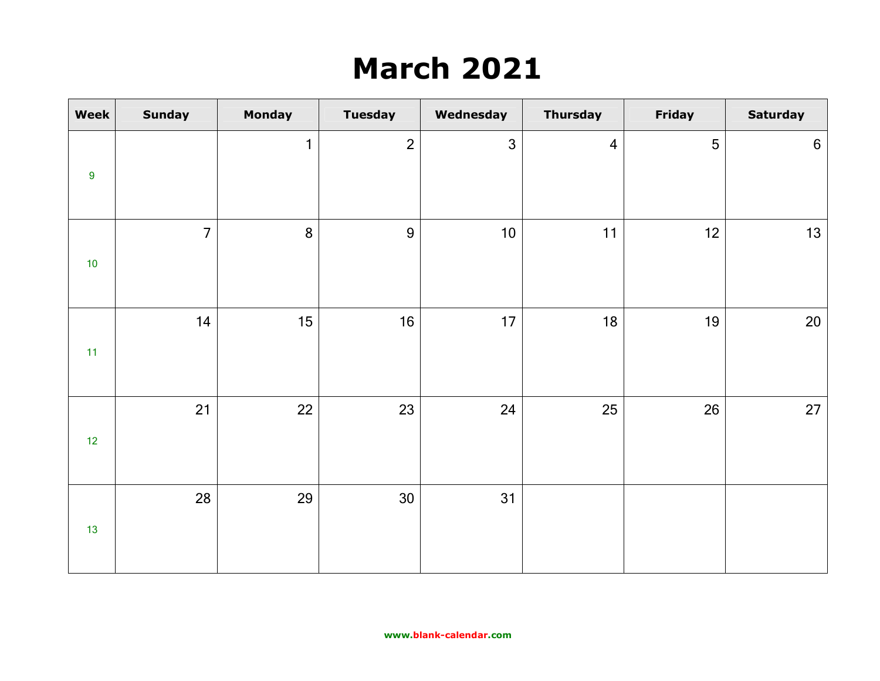# March 2021

| Week | Sunday | Monday | Tuesday | Wednesday | Thursday | Friday | Saturday |
|---|---|---|---|---|---|---|---|
| 9 | | 1 | 2 | 3 | 4 | 5 | 6 |
| 10 | 7 | 8 | 9 | 10 | 11 | 12 | 13 |
| 11 | 14 | 15 | 16 | 17 | 18 | 19 | 20 |
| 12 | 21 | 22 | 23 | 24 | 25 | 26 | 27 |
| 13 | 28 | 29 | 30 | 31 | | | |

www.blank-calendar.com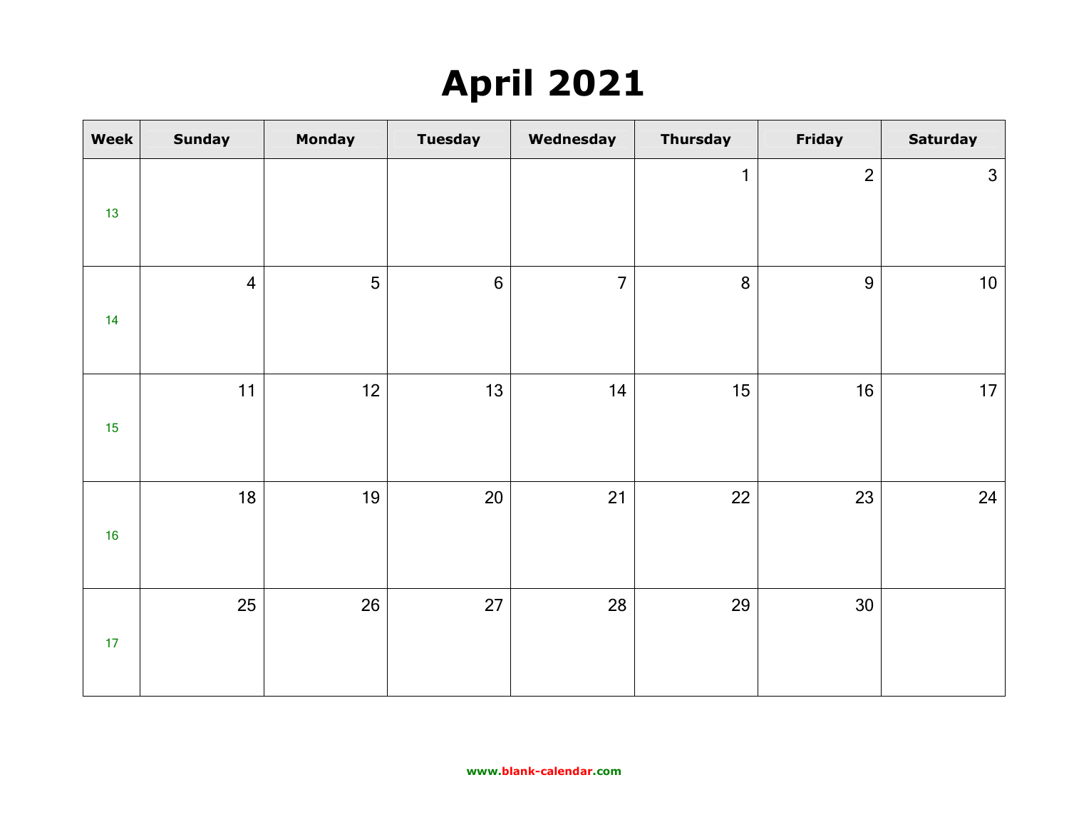# April 2021

| Week | Sunday | Monday | Tuesday | Wednesday | Thursday | Friday | Saturday |
|---|---|---|---|---|---|---|---|
| 13 | | | | | 1 | 2 | 3 |
| 14 | 4 | 5 | 6 | 7 | 8 | 9 | 10 |
| 15 | 11 | 12 | 13 | 14 | 15 | 16 | 17 |
| 16 | 18 | 19 | 20 | 21 | 22 | 23 | 24 |
| 17 | 25 | 26 | 27 | 28 | 29 | 30 | |

www.blank-calendar.com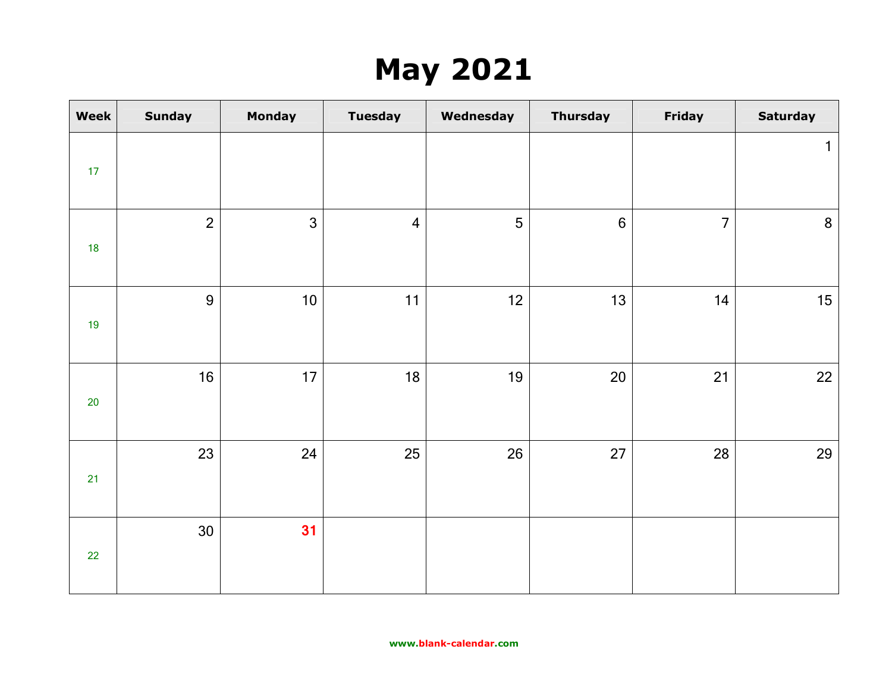# May 2021

| Week | Sunday | Monday | Tuesday | Wednesday | Thursday | Friday | Saturday |
|---|---|---|---|---|---|---|---|
| 17 | | | | | | | 1 |
| 18 | 2 | 3 | 4 | 5 | 6 | 7 | 8 |
| 19 | 9 | 10 | 11 | 12 | 13 | 14 | 15 |
| 20 | 16 | 17 | 18 | 19 | 20 | 21 | 22 |
| 21 | 23 | 24 | 25 | 26 | 27 | 28 | 29 |
| 22 | 30 | **31** | | | | | |

www.blank-calendar.com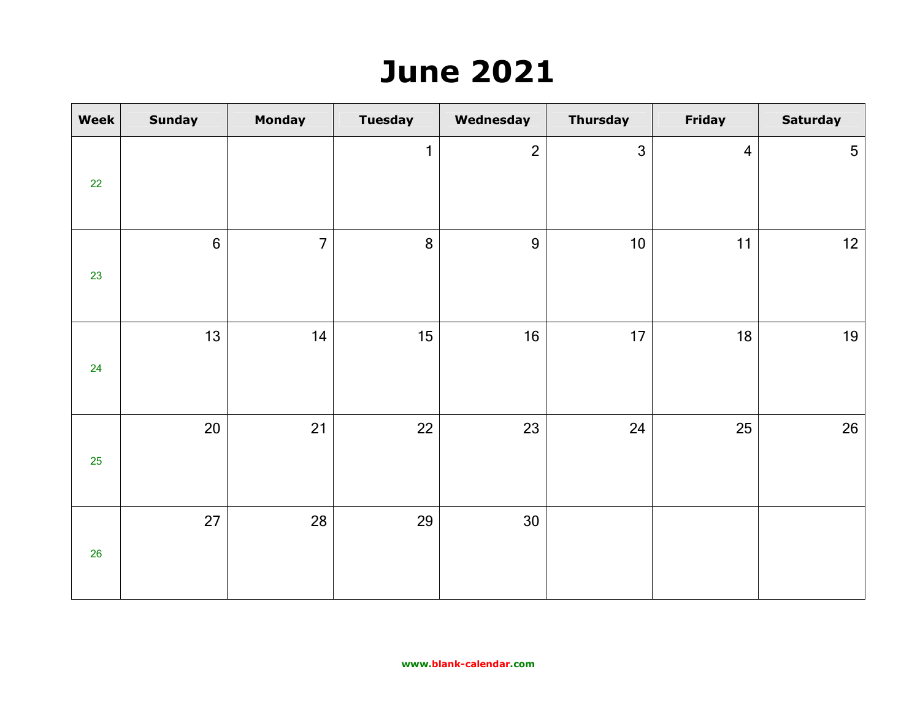# June 2021

| Week | Sunday | Monday | Tuesday | Wednesday | Thursday | Friday | Saturday |
|---|---|---|---|---|---|---|---|
| 22 | | | 1 | 2 | 3 | 4 | 5 |
| 23 | 6 | 7 | 8 | 9 | 10 | 11 | 12 |
| 24 | 13 | 14 | 15 | 16 | 17 | 18 | 19 |
| 25 | 20 | 21 | 22 | 23 | 24 | 25 | 26 |
| 26 | 27 | 28 | 29 | 30 | | | |

www.blank-calendar.com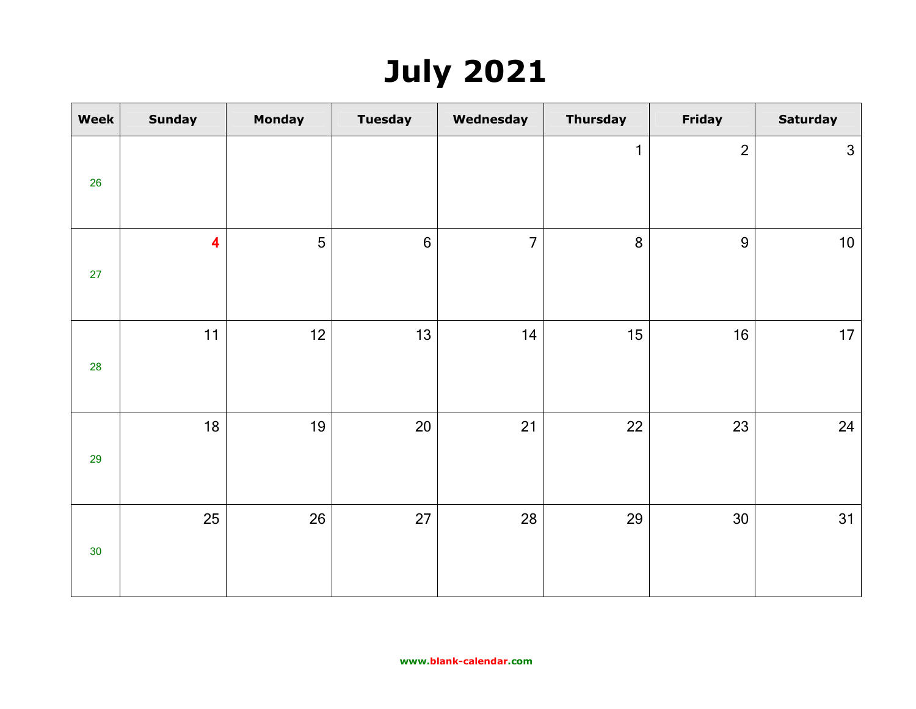# July 2021

| Week | Sunday | Monday | Tuesday | Wednesday | Thursday | Friday | Saturday |
|---|---|---|---|---|---|---|---|
| 26 | | | | | 1 | 2 | 3 |
| 27 | 4 | 5 | 6 | 7 | 8 | 9 | 10 |
| 28 | 11 | 12 | 13 | 14 | 15 | 16 | 17 |
| 29 | 18 | 19 | 20 | 21 | 22 | 23 | 24 |
| 30 | 25 | 26 | 27 | 28 | 29 | 30 | 31 |

www.blank-calendar.com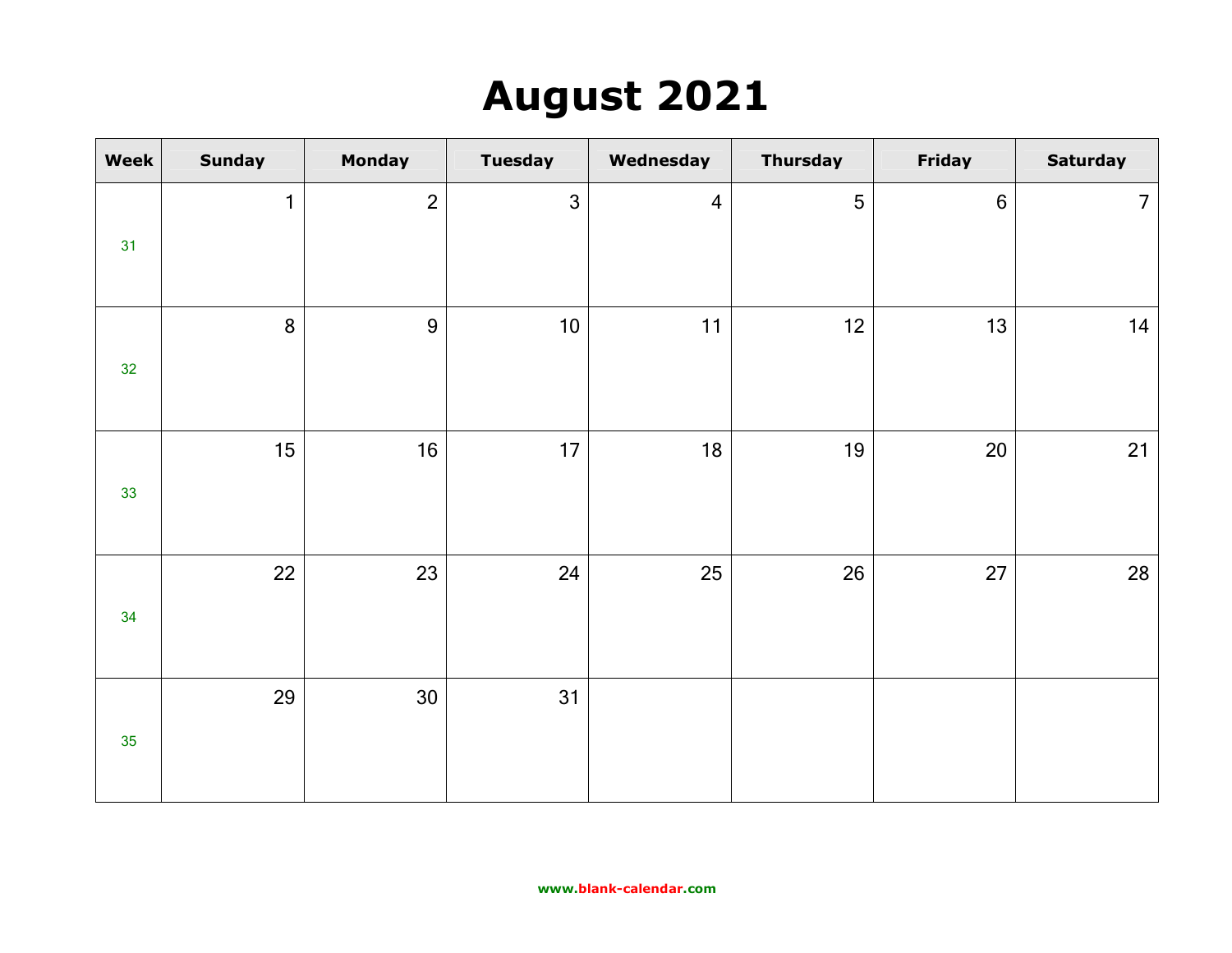# August 2021

| Week | Sunday | Monday | Tuesday | Wednesday | Thursday | Friday | Saturday |
|---|---|---|---|---|---|---|---|
| 31 | 1 | 2 | 3 | 4 | 5 | 6 | 7 |
| 32 | 8 | 9 | 10 | 11 | 12 | 13 | 14 |
| 33 | 15 | 16 | 17 | 18 | 19 | 20 | 21 |
| 34 | 22 | 23 | 24 | 25 | 26 | 27 | 28 |
| 35 | 29 | 30 | 31 | | | | |

www.blank-calendar.com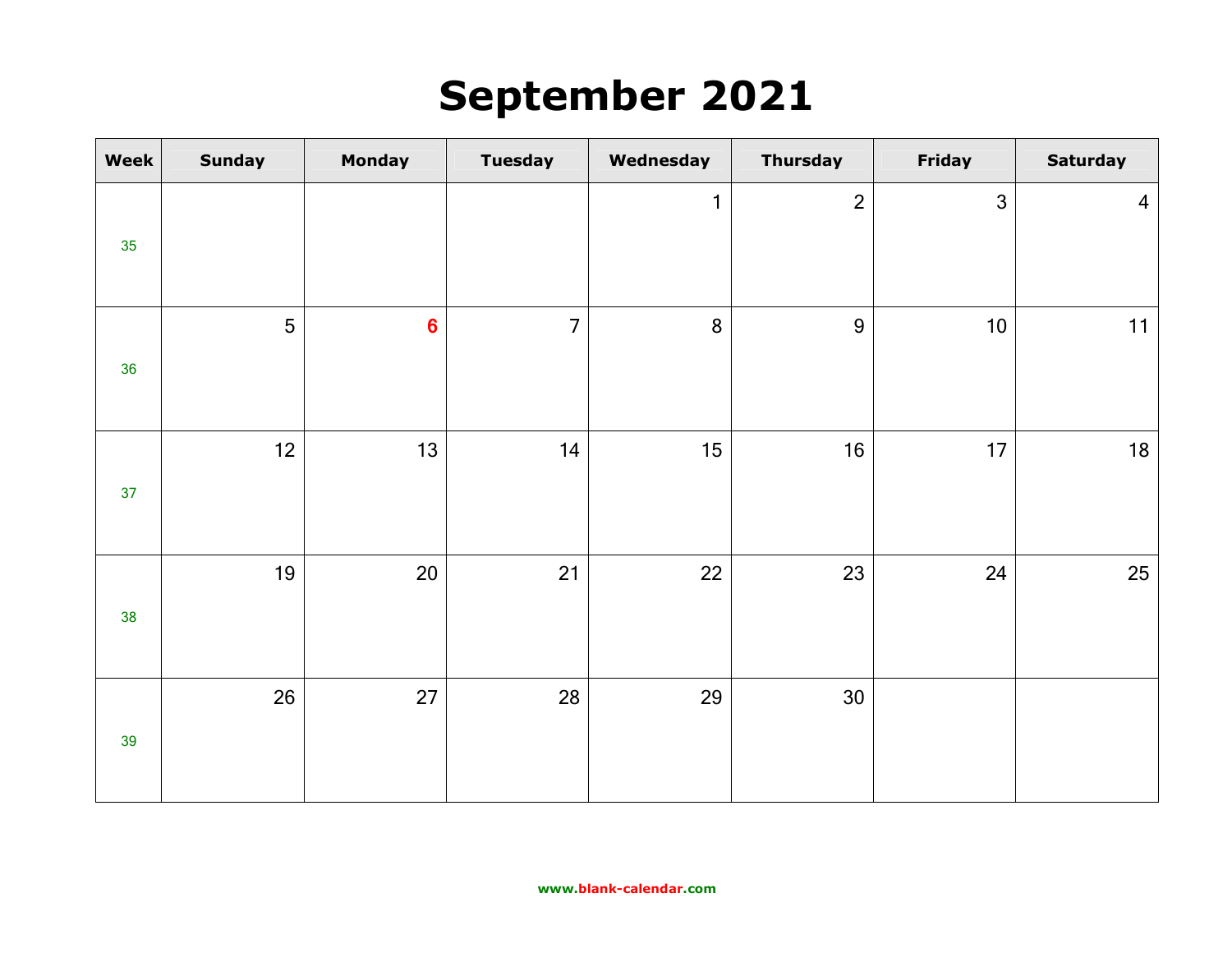# September 2021

| Week | Sunday | Monday | Tuesday | Wednesday | Thursday | Friday | Saturday |
|---|---|---|---|---|---|---|---|
| 35 | | | | 1 | 2 | 3 | 4 |
| 36 | 5 | 6 | 7 | 8 | 9 | 10 | 11 |
| 37 | 12 | 13 | 14 | 15 | 16 | 17 | 18 |
| 38 | 19 | 20 | 21 | 22 | 23 | 24 | 25 |
| 39 | 26 | 27 | 28 | 29 | 30 | | |

www.blank-calendar.com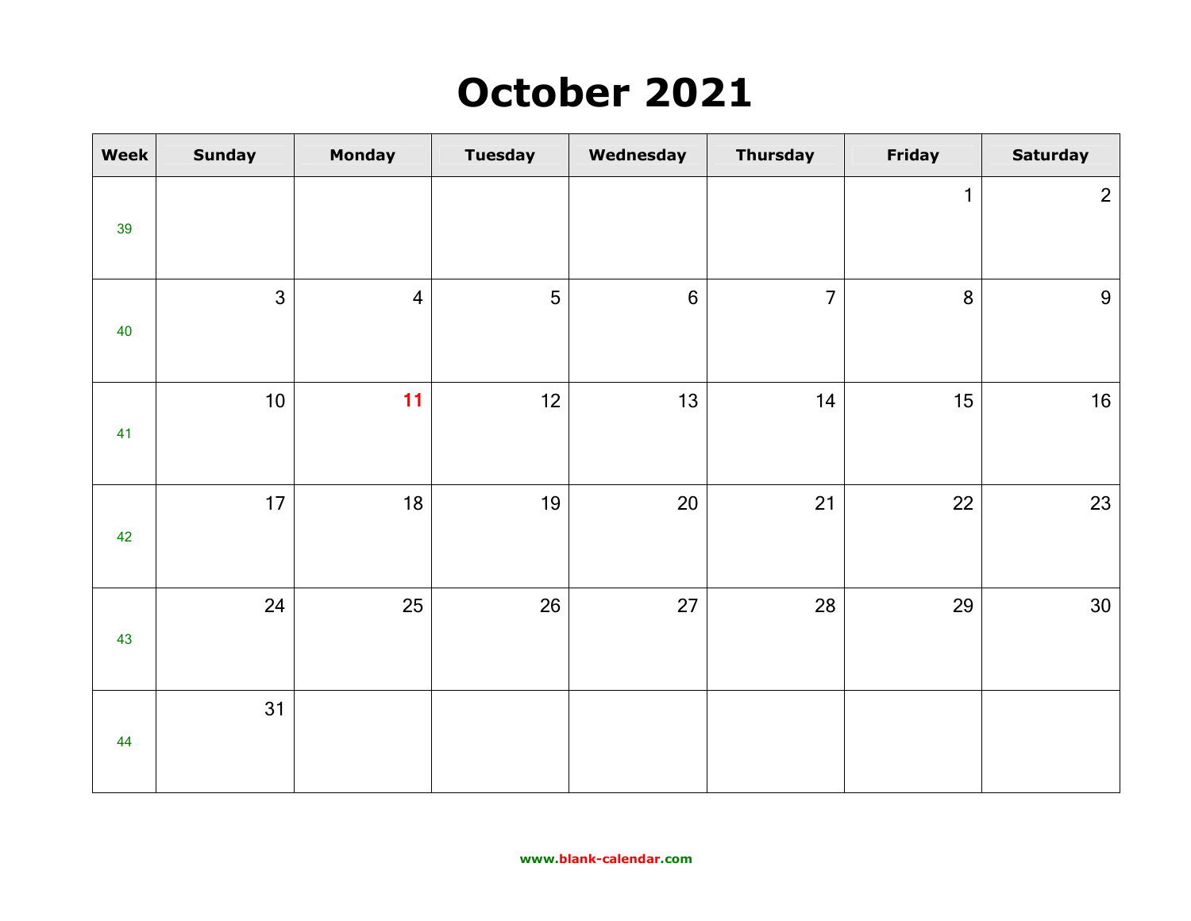# October 2021

| Week | Sunday | Monday | Tuesday | Wednesday | Thursday | Friday | Saturday |
|---|---|---|---|---|---|---|---|
| 39 | | | | | | 1 | 2 |
| 40 | 3 | 4 | 5 | 6 | 7 | 8 | 9 |
| 41 | 10 | 11 | 12 | 13 | 14 | 15 | 16 |
| 42 | 17 | 18 | 19 | 20 | 21 | 22 | 23 |
| 43 | 24 | 25 | 26 | 27 | 28 | 29 | 30 |
| 44 | 31 | | | | | | |

www.blank-calendar.com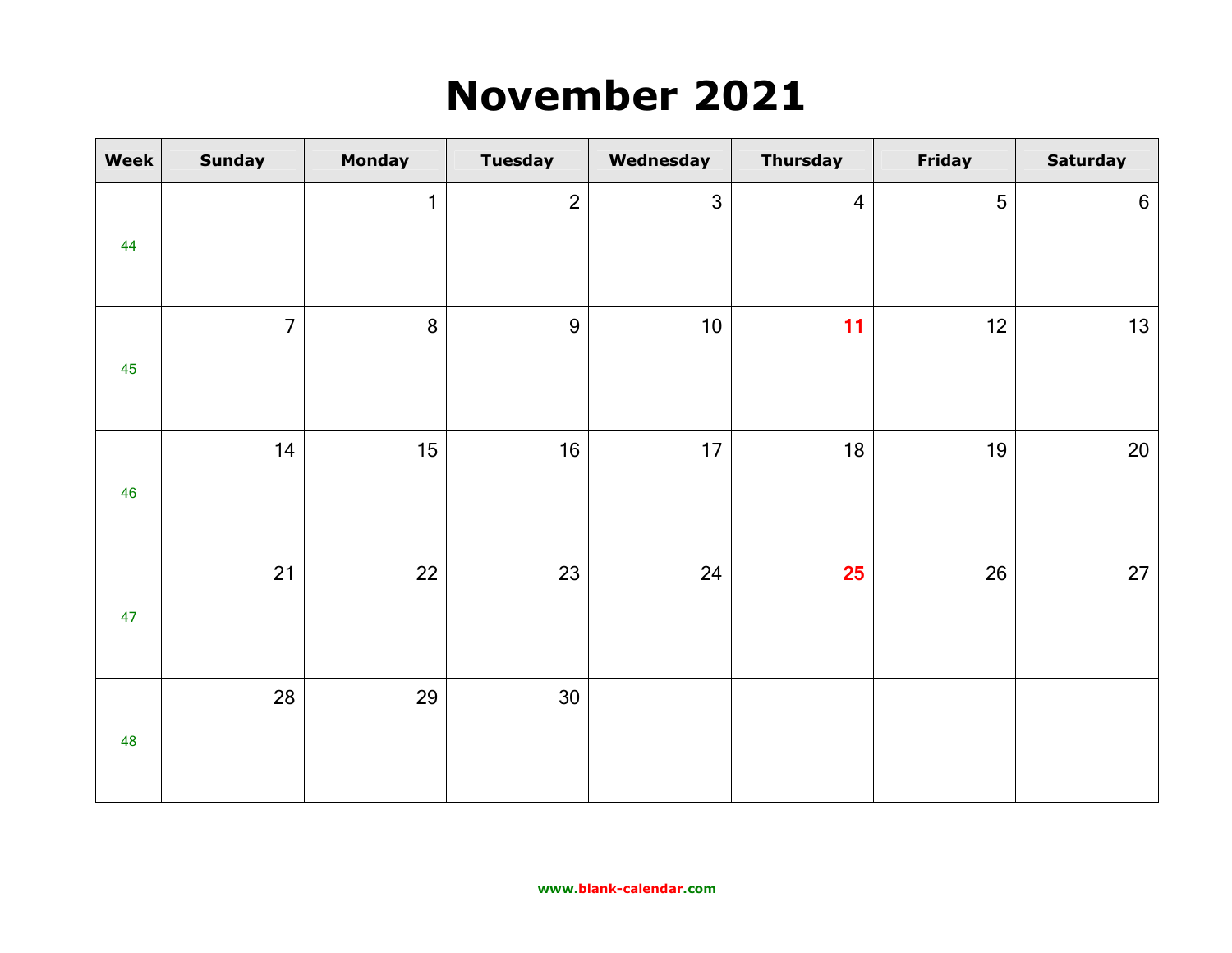# November 2021

| Week | Sunday | Monday | Tuesday | Wednesday | Thursday | Friday | Saturday |
|---|---|---|---|---|---|---|---|
| 44 | | 1 | 2 | 3 | 4 | 5 | 6 |
| 45 | 7 | 8 | 9 | 10 | **11** | 12 | 13 |
| 46 | 14 | 15 | 16 | 17 | 18 | 19 | 20 |
| 47 | 21 | 22 | 23 | 24 | **25** | 26 | 27 |
| 48 | 28 | 29 | 30 | | | | |

www.blank-calendar.com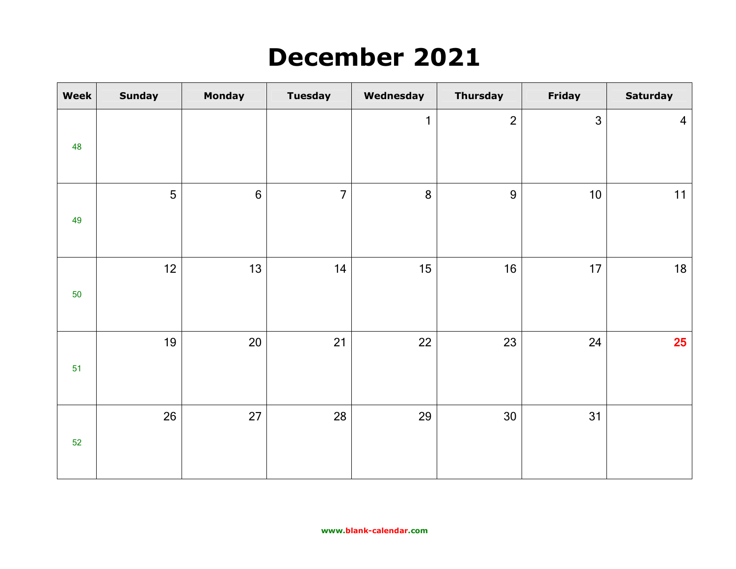# December 2021

| Week | Sunday | Monday | Tuesday | Wednesday | Thursday | Friday | Saturday |
|---|---|---|---|---|---|---|---|
| 48 | | | | 1 | 2 | 3 | 4 |
| 49 | 5 | 6 | 7 | 8 | 9 | 10 | 11 |
| 50 | 12 | 13 | 14 | 15 | 16 | 17 | 18 |
| 51 | 19 | 20 | 21 | 22 | 23 | 24 | **25** |
| 52 | 26 | 27 | 28 | 29 | 30 | 31 | |

www.blank-calendar.com